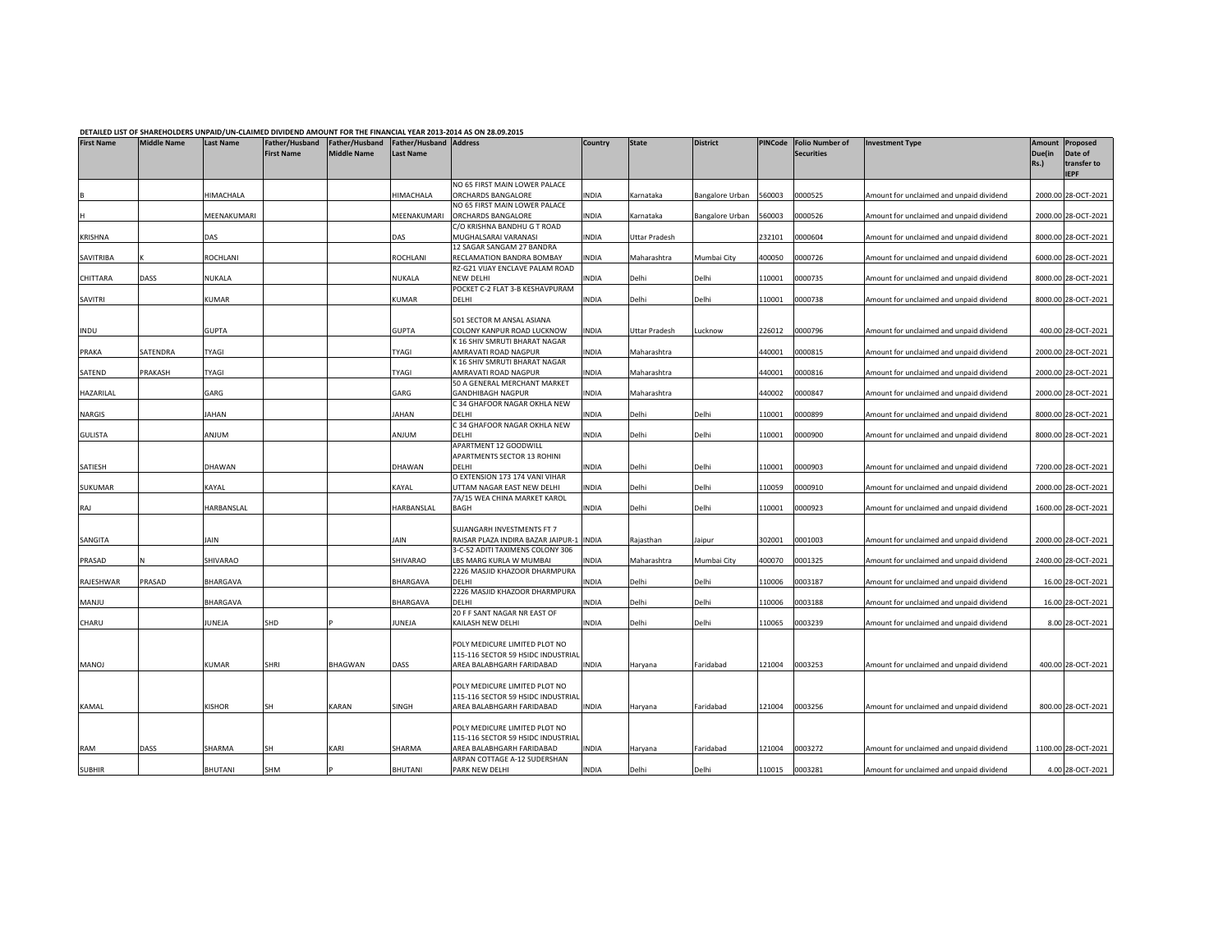**DETAILED LIST OF SHAREHOLDERS UNPAID/UN-CLAIMED DIVIDEND AMOUNT FOR THE FINANCIAL YEAR 2013-2014 AS ON 28.09.2015**

| First Name | Middle Name | Last Name | Father/Husband First Name | Father/Husband Middle Name | Father/Husband Last Name | Address | Country | State | District | PINCode | Folio Number of Securities | Investment Type | Amount Due(in Rs.) | Proposed Date of transfer to IEPF |
|---|---|---|---|---|---|---|---|---|---|---|---|---|---|---|
| B | | HIMACHALA | | | HIMACHALA | NO 65 FIRST MAIN LOWER PALACE ORCHARDS BANGALORE | INDIA | Karnataka | Bangalore Urban | 560003 | 0000525 | Amount for unclaimed and unpaid dividend | 2000.00 | 28-OCT-2021 |
| H | | MEENAKUMARI | | | MEENAKUMARI | NO 65 FIRST MAIN LOWER PALACE ORCHARDS BANGALORE | INDIA | Karnataka | Bangalore Urban | 560003 | 0000526 | Amount for unclaimed and unpaid dividend | 2000.00 | 28-OCT-2021 |
| KRISHNA | | DAS | | | DAS | C/O KRISHNA BANDHU G T ROAD MUGHALSARAI VARANASI | INDIA | Uttar Pradesh | | 232101 | 0000604 | Amount for unclaimed and unpaid dividend | 8000.00 | 28-OCT-2021 |
| SAVITRIBA | K | ROCHLANI | | | ROCHLANI | 12 SAGAR SANGAM 27 BANDRA RECLAMATION BANDRA BOMBAY | INDIA | Maharashtra | Mumbai City | 400050 | 0000726 | Amount for unclaimed and unpaid dividend | 6000.00 | 28-OCT-2021 |
| CHITTARA | DASS | NUKALA | | | NUKALA | RZ-G21 VIJAY ENCLAVE PALAM ROAD NEW DELHI | INDIA | Delhi | Delhi | 110001 | 0000735 | Amount for unclaimed and unpaid dividend | 8000.00 | 28-OCT-2021 |
| SAVITRI | | KUMAR | | | KUMAR | POCKET C-2 FLAT 3-B KESHAVPURAM DELHI | INDIA | Delhi | Delhi | 110001 | 0000738 | Amount for unclaimed and unpaid dividend | 8000.00 | 28-OCT-2021 |
| INDU | | GUPTA | | | GUPTA | 501 SECTOR M ANSAL ASIANA COLONY KANPUR ROAD LUCKNOW | INDIA | Uttar Pradesh | Lucknow | 226012 | 0000796 | Amount for unclaimed and unpaid dividend | 400.00 | 28-OCT-2021 |
| PRAKA | SATENDRA | TYAGI | | | TYAGI | K 16 SHIV SMRUTI BHARAT NAGAR AMRAVATI ROAD NAGPUR | INDIA | Maharashtra | | 440001 | 0000815 | Amount for unclaimed and unpaid dividend | 2000.00 | 28-OCT-2021 |
| SATEND | PRAKASH | TYAGI | | | TYAGI | K 16 SHIV SMRUTI BHARAT NAGAR AMRAVATI ROAD NAGPUR | INDIA | Maharashtra | | 440001 | 0000816 | Amount for unclaimed and unpaid dividend | 2000.00 | 28-OCT-2021 |
| HAZARILAL | | GARG | | | GARG | 50 A GENERAL MERCHANT MARKET GANDHIBAGH NAGPUR | INDIA | Maharashtra | | 440002 | 0000847 | Amount for unclaimed and unpaid dividend | 2000.00 | 28-OCT-2021 |
| NARGIS | | JAHAN | | | JAHAN | C 34 GHAFOOR NAGAR OKHLA NEW DELHI | INDIA | Delhi | Delhi | 110001 | 0000899 | Amount for unclaimed and unpaid dividend | 8000.00 | 28-OCT-2021 |
| GULISTA | | ANJUM | | | ANJUM | C 34 GHAFOOR NAGAR OKHLA NEW DELHI | INDIA | Delhi | Delhi | 110001 | 0000900 | Amount for unclaimed and unpaid dividend | 8000.00 | 28-OCT-2021 |
| SATIESH | | DHAWAN | | | DHAWAN | APARTMENT 12 GOODWILL APARTMENTS SECTOR 13 ROHINI DELHI | INDIA | Delhi | Delhi | 110001 | 0000903 | Amount for unclaimed and unpaid dividend | 7200.00 | 28-OCT-2021 |
| SUKUMAR | | KAYAL | | | KAYAL | O EXTENSION 173 174 VANI VIHAR UTTAM NAGAR EAST NEW DELHI | INDIA | Delhi | Delhi | 110059 | 0000910 | Amount for unclaimed and unpaid dividend | 2000.00 | 28-OCT-2021 |
| RAJ | | HARBANSLAL | | | HARBANSLAL | 7A/15 WEA CHINA MARKET KAROL BAGH | INDIA | Delhi | Delhi | 110001 | 0000923 | Amount for unclaimed and unpaid dividend | 1600.00 | 28-OCT-2021 |
| SANGITA | | JAIN | | | JAIN | SUJANGARH INVESTMENTS FT 7 RAISAR PLAZA INDIRA BAZAR JAIPUR-1 | INDIA | Rajasthan | Jaipur | 302001 | 0001003 | Amount for unclaimed and unpaid dividend | 2000.00 | 28-OCT-2021 |
| PRASAD | N | SHIVARAO | | | SHIVARAO | 3-C-52 ADITI TAXIMENS COLONY 306 LBS MARG KURLA W MUMBAI | INDIA | Maharashtra | Mumbai City | 400070 | 0001325 | Amount for unclaimed and unpaid dividend | 2400.00 | 28-OCT-2021 |
| RAJESHWAR | PRASAD | BHARGAVA | | | BHARGAVA | 2226 MASJID KHAZOOR DHARMPURA DELHI | INDIA | Delhi | Delhi | 110006 | 0003187 | Amount for unclaimed and unpaid dividend | 16.00 | 28-OCT-2021 |
| MANJU | | BHARGAVA | | | BHARGAVA | 2226 MASJID KHAZOOR DHARMPURA DELHI | INDIA | Delhi | Delhi | 110006 | 0003188 | Amount for unclaimed and unpaid dividend | 16.00 | 28-OCT-2021 |
| CHARU | | JUNEJA | SHD | P | JUNEJA | 20 F F SANT NAGAR NR EAST OF KAILASH NEW DELHI | INDIA | Delhi | Delhi | 110065 | 0003239 | Amount for unclaimed and unpaid dividend | 8.00 | 28-OCT-2021 |
| MANOJ | | KUMAR | SHRI | BHAGWAN | DASS | POLY MEDICURE LIMITED PLOT NO 115-116 SECTOR 59 HSIDC INDUSTRIAL AREA BALABHGARH FARIDABAD | INDIA | Haryana | Faridabad | 121004 | 0003253 | Amount for unclaimed and unpaid dividend | 400.00 | 28-OCT-2021 |
| KAMAL | | KISHOR | SH | KARAN | SINGH | POLY MEDICURE LIMITED PLOT NO 115-116 SECTOR 59 HSIDC INDUSTRIAL AREA BALABHGARH FARIDABAD | INDIA | Haryana | Faridabad | 121004 | 0003256 | Amount for unclaimed and unpaid dividend | 800.00 | 28-OCT-2021 |
| RAM | DASS | SHARMA | SH | KARI | SHARMA | POLY MEDICURE LIMITED PLOT NO 115-116 SECTOR 59 HSIDC INDUSTRIAL AREA BALABHGARH FARIDABAD | INDIA | Haryana | Faridabad | 121004 | 0003272 | Amount for unclaimed and unpaid dividend | 1100.00 | 28-OCT-2021 |
| SUBHIR | | BHUTANI | SHM | P | BHUTANI | ARPAN COTTAGE A-12 SUDERSHAN PARK NEW DELHI | INDIA | Delhi | Delhi | 110015 | 0003281 | Amount for unclaimed and unpaid dividend | 4.00 | 28-OCT-2021 |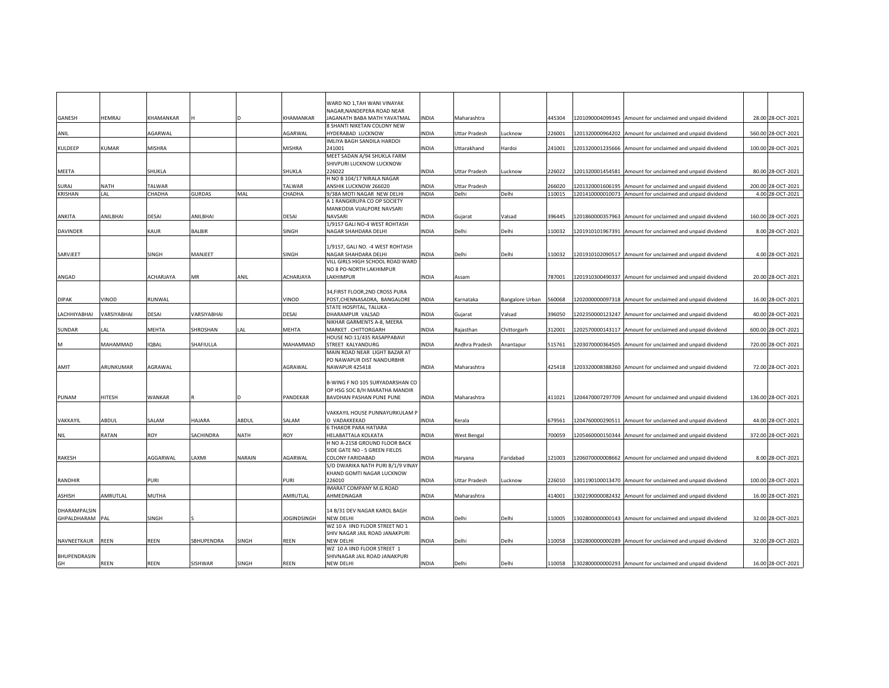| | | | | | | | | | | | | | | |
|---|---|---|---|---|---|---|---|---|---|---|---|---|---|---|
| GANESH | HEMRAJ | KHAMANKAR | H | D | KHAMANKAR | WARD NO 1,TAH WANI VINAYAK NAGAR,NANDEPERA ROAD NEAR JAGANATH BABA MATH YAVATMAL | INDIA | Maharashtra | | 445304 | 1201090004099345 | Amount for unclaimed and unpaid dividend | 28.00 | 28-OCT-2021 |
| ANIL | | AGARWAL | | | AGARWAL | 8 SHANTI NIKETAN COLONY NEW HYDERABAD LUCKNOW | INDIA | Uttar Pradesh | Lucknow | 226001 | 1201320000964202 | Amount for unclaimed and unpaid dividend | 560.00 | 28-OCT-2021 |
| KULDEEP | KUMAR | MISHRA | | | MISHRA | IMLIYA BAGH SANDILA HARDOI 241001 | INDIA | Uttarakhand | Hardoi | 241001 | 1201320001235666 | Amount for unclaimed and unpaid dividend | 100.00 | 28-OCT-2021 |
| MEETA | | SHUKLA | | | SHUKLA | MEET SADAN A/94 SHUKLA FARM SHIVPURI LUCKNOW LUCKNOW 226022 | INDIA | Uttar Pradesh | Lucknow | 226022 | 1201320001454581 | Amount for unclaimed and unpaid dividend | 80.00 | 28-OCT-2021 |
| SURAJ | NATH | TALWAR | | | TALWAR | H NO B 104/17 NIRALA NAGAR ANSHIK LUCKNOW 266020 | INDIA | Uttar Pradesh | | 266020 | 1201320001606195 | Amount for unclaimed and unpaid dividend | 200.00 | 28-OCT-2021 |
| KRISHAN | LAL | CHADHA | GURDAS | MAL | CHADHA | 9/38A MOTI NAGAR NEW DELHI | INDIA | Delhi | Delhi | 110015 | 1201410000010073 | Amount for unclaimed and unpaid dividend | 4.00 | 28-OCT-2021 |
| ANKITA | ANILBHAI | DESAI | ANILBHAI | | DESAI | A 1 RANGKRUPA CO OP SOCIETY MANKODIA VIJALPORE NAVSARI NAVSARI | INDIA | Gujarat | Valsad | 396445 | 1201860000357963 | Amount for unclaimed and unpaid dividend | 160.00 | 28-OCT-2021 |
| DAVINDER | | KAUR | BALBIR | | SINGH | 1/9157 GALI NO-4 WEST ROHTASH NAGAR SHAHDARA DELHI | INDIA | Delhi | Delhi | 110032 | 1201910101967391 | Amount for unclaimed and unpaid dividend | 8.00 | 28-OCT-2021 |
| SARVJEET | | SINGH | MANJEET | | SINGH | 1/9157, GALI NO. -4 WEST ROHTASH NAGAR SHAHDARA DELHI | INDIA | Delhi | Delhi | 110032 | 1201910102090517 | Amount for unclaimed and unpaid dividend | 4.00 | 28-OCT-2021 |
| ANGAD | | ACHARJAYA | MR | ANIL | ACHARJAYA | VILL GIRLS HIGH SCHOOL ROAD WARD NO 8 PO-NORTH LAKHIMPUR LAKHIMPUR | INDIA | Assam | | 787001 | 1201910300490337 | Amount for unclaimed and unpaid dividend | 20.00 | 28-OCT-2021 |
| DIPAK | VINOD | RUNWAL | | | VINOD | 34,FIRST FLOOR,2ND CROSS PURA POST,CHENNASADRA, BANGALORE | INDIA | Karnataka | Bangalore Urban | 560068 | 1202000000097318 | Amount for unclaimed and unpaid dividend | 16.00 | 28-OCT-2021 |
| LACHHIYABHAI | VARSIYABHAI | DESAI | VARSIYABHAI | | DESAI | STATE HOSPITAL, TALUKA - DHARAMPUR VALSAD | INDIA | Gujarat | Valsad | 396050 | 1202350000123247 | Amount for unclaimed and unpaid dividend | 40.00 | 28-OCT-2021 |
| SUNDAR | LAL | MEHTA | SHROSHAN | LAL | MEHTA | NIKHAR GARMENTS A-8, MEERA MARKET . CHITTORGARH | INDIA | Rajasthan | Chittorgarh | 312001 | 1202570000143117 | Amount for unclaimed and unpaid dividend | 600.00 | 28-OCT-2021 |
| M | MAHAMMAD | IQBAL | SHAFIULLA | | MAHAMMAD | HOUSE NO:11/435 RASAPPABAVI STREET KALYANDURG | INDIA | Andhra Pradesh | Anantapur | 515761 | 1203070000364505 | Amount for unclaimed and unpaid dividend | 720.00 | 28-OCT-2021 |
| AMIT | ARUNKUMAR | AGRAWAL | | | AGRAWAL | MAIN ROAD NEAR LIGHT BAZAR AT PO NAWAPUR DIST NANDURBHR NAWAPUR 425418 | INDIA | Maharashtra | | 425418 | 1203320008388260 | Amount for unclaimed and unpaid dividend | 72.00 | 28-OCT-2021 |
| PUNAM | HITESH | WANKAR | R | D | PANDEKAR | B-WING F NO 105 SURYADARSHAN CO OP HSG SOC B/H MARATHA MANDIR BAVDHAN PASHAN PUNE PUNE | INDIA | Maharashtra | | 411021 | 1204470007297709 | Amount for unclaimed and unpaid dividend | 136.00 | 28-OCT-2021 |
| VAKKAYIL | ABDUL | SALAM | HAJARA | ABDUL | SALAM | VAKKAYIL HOUSE PUNNAYURKULAM P O VADAKKEKAD | INDIA | Kerala | | 679561 | 1204760000290511 | Amount for unclaimed and unpaid dividend | 44.00 | 28-OCT-2021 |
| NIL | RATAN | ROY | SACHINDRA | NATH | ROY | 6 THAKOR PARA HATIARA HELABATTALA KOLKATA | INDIA | West Bengal | | 700059 | 1205460000150344 | Amount for unclaimed and unpaid dividend | 372.00 | 28-OCT-2021 |
| RAKESH | | AGGARWAL | LAXMI | NARAIN | AGARWAL | H NO A-2158 GROUND FLOOR BACK SIDE GATE NO - 5 GREEN FIELDS COLONY FARIDABAD | INDIA | Haryana | Faridabad | 121003 | 1206070000008662 | Amount for unclaimed and unpaid dividend | 8.00 | 28-OCT-2021 |
| RANDHIR | | PURI | | | PURI | S/O DWARIKA NATH PURI B/1/9 VINAY KHAND GOMTI NAGAR LUCKNOW 226010 | INDIA | Uttar Pradesh | Lucknow | 226010 | 1301190100013470 | Amount for unclaimed and unpaid dividend | 100.00 | 28-OCT-2021 |
| ASHISH | AMRUTLAL | MUTHA | | | AMRUTLAL | IMARAT COMPANY M.G.ROAD AHMEDNAGAR | INDIA | Maharashtra | | 414001 | 1302190000082432 | Amount for unclaimed and unpaid dividend | 16.00 | 28-OCT-2021 |
| DHARAMPALSIN GHPALDHARAM | PAL | SINGH | S | | JOGINDSINGH | 14 B/31 DEV NAGAR KAROL BAGH NEW DELHI | INDIA | Delhi | Delhi | 110005 | 1302800000000143 | Amount for unclaimed and unpaid dividend | 32.00 | 28-OCT-2021 |
| NAVNEETKAUR | REEN | REEN | SBHUPENDRA | SINGH | REEN | WZ 10 A IIND FLOOR STREET NO 1 SHIV NAGAR JAIL ROAD JANAKPURI NEW DELHI | INDIA | Delhi | Delhi | 110058 | 1302800000000289 | Amount for unclaimed and unpaid dividend | 32.00 | 28-OCT-2021 |
| BHUPENDRASIN GH | REEN | REEN | SISHWAR | SINGH | REEN | WZ 10 A IIND FLOOR STREET 1 SHIVNAGAR JAIL ROAD JANAKPURI NEW DELHI | INDIA | Delhi | Delhi | 110058 | 1302800000000293 | Amount for unclaimed and unpaid dividend | 16.00 | 28-OCT-2021 |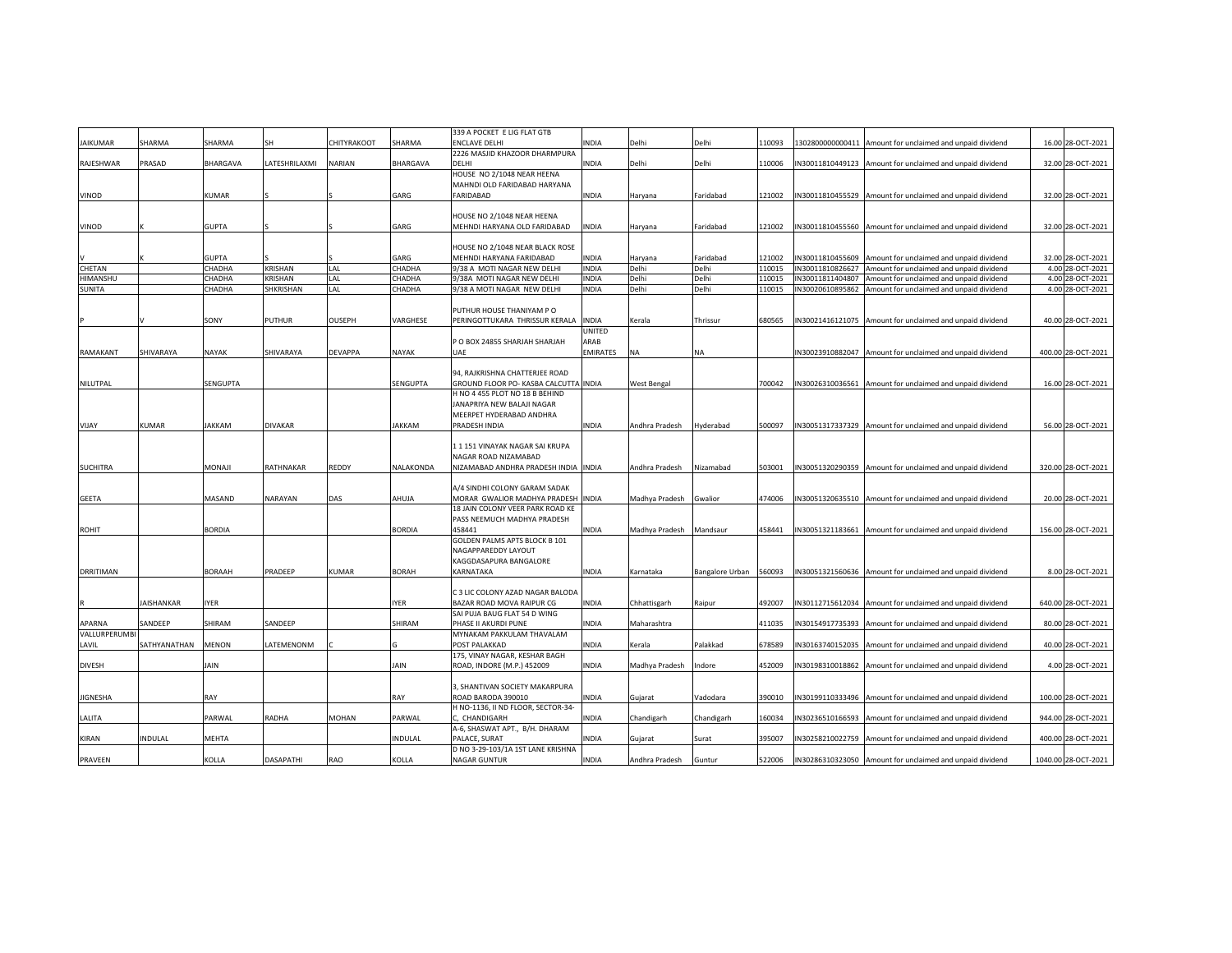| | | | | | | | | | | | | | | |
|---|---|---|---|---|---|---|---|---|---|---|---|---|---|---|
| JAIKUMAR | SHARMA | SHARMA | SH | CHITYRAKOOT | SHARMA | 339 A POCKET E LIG FLAT GTB ENCLAVE DELHI | INDIA | Delhi | Delhi | 110093 | 1302800000000411 | Amount for unclaimed and unpaid dividend | 16.00 | 28-OCT-2021 |
| RAJESHWAR | PRASAD | BHARGAVA | LATESHRILAXMI | NARIAN | BHARGAVA | 2226 MASJID KHAZOOR DHARMPURA DELHI | INDIA | Delhi | Delhi | 110006 | IN30011810449123 | Amount for unclaimed and unpaid dividend | 32.00 | 28-OCT-2021 |
| VINOD | | KUMAR | S | S | GARG | HOUSE NO 2/1048 NEAR HEENA MAHNDI OLD FARIDABAD HARYANA FARIDABAD | INDIA | Haryana | Faridabad | 121002 | IN30011810455529 | Amount for unclaimed and unpaid dividend | 32.00 | 28-OCT-2021 |
| VINOD | K | GUPTA | S | S | GARG | HOUSE NO 2/1048 NEAR HEENA MEHNDI HARYANA OLD FARIDABAD | INDIA | Haryana | Faridabad | 121002 | IN30011810455560 | Amount for unclaimed and unpaid dividend | 32.00 | 28-OCT-2021 |
| V | K | GUPTA | S | S | GARG | HOUSE NO 2/1048 NEAR BLACK ROSE MEHNDI HARYANA FARIDABAD | INDIA | Haryana | Faridabad | 121002 | IN30011810455609 | Amount for unclaimed and unpaid dividend | 32.00 | 28-OCT-2021 |
| CHETAN | | CHADHA | KRISHAN | LAL | CHADHA | 9/38 A MOTI NAGAR NEW DELHI | INDIA | Delhi | Delhi | 110015 | IN30011810826627 | Amount for unclaimed and unpaid dividend | 4.00 | 28-OCT-2021 |
| HIMANSHU | | CHADHA | KRISHAN | LAL | CHADHA | 9/38A MOTI NAGAR NEW DELHI | INDIA | Delhi | Delhi | 110015 | IN30011811404807 | Amount for unclaimed and unpaid dividend | 4.00 | 28-OCT-2021 |
| SUNITA | | CHADHA | SHKRISHAN | LAL | CHADHA | 9/38 A MOTI NAGAR NEW DELHI | INDIA | Delhi | Delhi | 110015 | IN30020610895862 | Amount for unclaimed and unpaid dividend | 4.00 | 28-OCT-2021 |
| P | V | SONY | PUTHUR | OUSEPH | VARGHESE | PUTHUR HOUSE THANIYAM P O PERINGOTTUKARA THRISSUR KERALA | INDIA | Kerala | Thrissur | 680565 | IN30021416121075 | Amount for unclaimed and unpaid dividend | 40.00 | 28-OCT-2021 |
| RAMAKANT | SHIVARAYA | NAYAK | SHIVARAYA | DEVAPPA | NAYAK | P O BOX 24855 SHARJAH SHARJAH UAE | UNITED ARAB EMIRATES | NA | NA | | IN30023910882047 | Amount for unclaimed and unpaid dividend | 400.00 | 28-OCT-2021 |
| NILUTPAL | | SENGUPTA | | | SENGUPTA | 94, RAJKRISHNA CHATTERJEE ROAD GROUND FLOOR PO- KASBA CALCUTTA | INDIA | West Bengal | | 700042 | IN30026310036561 | Amount for unclaimed and unpaid dividend | 16.00 | 28-OCT-2021 |
| VIJAY | KUMAR | JAKKAM | DIVAKAR | | JAKKAM | H NO 4 455 PLOT NO 18 B BEHIND JANAPRIYA NEW BALAJI NAGAR MEERPET HYDERABAD ANDHRA PRADESH INDIA | INDIA | Andhra Pradesh | Hyderabad | 500097 | IN30051317337329 | Amount for unclaimed and unpaid dividend | 56.00 | 28-OCT-2021 |
| SUCHITRA | | MONAJI | RATHNAKAR | REDDY | NALAKONDA | 1 1 151 VINAYAK NAGAR SAI KRUPA NAGAR ROAD NIZAMABAD NIZAMABAD ANDHRA PRADESH INDIA | INDIA | Andhra Pradesh | Nizamabad | 503001 | IN30051320290359 | Amount for unclaimed and unpaid dividend | 320.00 | 28-OCT-2021 |
| GEETA | | MASAND | NARAYAN | DAS | AHUJA | A/4 SINDHI COLONY GARAM SADAK MORAR GWALIOR MADHYA PRADESH | INDIA | Madhya Pradesh | Gwalior | 474006 | IN30051320635510 | Amount for unclaimed and unpaid dividend | 20.00 | 28-OCT-2021 |
| ROHIT | | BORDIA | | | BORDIA | 18 JAIN COLONY VEER PARK ROAD KE PASS NEEMUCH MADHYA PRADESH 458441 | INDIA | Madhya Pradesh | Mandsaur | 458441 | IN30051321183661 | Amount for unclaimed and unpaid dividend | 156.00 | 28-OCT-2021 |
| DRRITIMAN | | BORAAH | PRADEEP | KUMAR | BORAH | GOLDEN PALMS APTS BLOCK B 101 NAGAPPAREDDY LAYOUT KAGGDASAPURA BANGALORE KARNATAKA | INDIA | Karnataka | Bangalore Urban | 560093 | IN30051321560636 | Amount for unclaimed and unpaid dividend | 8.00 | 28-OCT-2021 |
| R | JAISHANKAR | IYER | | | IYER | C 3 LIC COLONY AZAD NAGAR BALODA BAZAR ROAD MOVA RAIPUR CG | INDIA | Chhattisgarh | Raipur | 492007 | IN30112715612034 | Amount for unclaimed and unpaid dividend | 640.00 | 28-OCT-2021 |
| APARNA | SANDEEP | SHIRAM | SANDEEP | | SHIRAM | SAI PUJA BAUG FLAT 54 D WING PHASE II AKURDI PUNE | INDIA | Maharashtra | | 411035 | IN30154917735393 | Amount for unclaimed and unpaid dividend | 80.00 | 28-OCT-2021 |
| VALLURPERUMBILAVIL | SATHYANATHAN | MENON | LATEMENONM | C | G | MYNAKAM PAKKULAM THAVALAM POST PALAKKAD | INDIA | Kerala | Palakkad | 678589 | IN30163740152035 | Amount for unclaimed and unpaid dividend | 40.00 | 28-OCT-2021 |
| DIVESH | | JAIN | | | JAIN | 175, VINAY NAGAR, KESHAR BAGH ROAD, INDORE (M.P.) 452009 | INDIA | Madhya Pradesh | Indore | 452009 | IN30198310018862 | Amount for unclaimed and unpaid dividend | 4.00 | 28-OCT-2021 |
| JIGNESHA | | RAY | | | RAY | 3, SHANTIVAN SOCIETY MAKARPURA ROAD BARODA 390010 | INDIA | Gujarat | Vadodara | 390010 | IN30199110333496 | Amount for unclaimed and unpaid dividend | 100.00 | 28-OCT-2021 |
| LALITA | | PARWAL | RADHA | MOHAN | PARWAL | H NO-1136, II ND FLOOR, SECTOR-34-C, CHANDIGARH | INDIA | Chandigarh | Chandigarh | 160034 | IN30236510166593 | Amount for unclaimed and unpaid dividend | 944.00 | 28-OCT-2021 |
| KIRAN | INDULAL | MEHTA | | | INDULAL | A-6, SHASWAT APT., B/H. DHARAM PALACE, SURAT | INDIA | Gujarat | Surat | 395007 | IN30258210022759 | Amount for unclaimed and unpaid dividend | 400.00 | 28-OCT-2021 |
| PRAVEEN | | KOLLA | DASAPATHI | RAO | KOLLA | D NO 3-29-103/1A 1ST LANE KRISHNA NAGAR GUNTUR | INDIA | Andhra Pradesh | Guntur | 522006 | IN30286310323050 | Amount for unclaimed and unpaid dividend | 1040.00 | 28-OCT-2021 |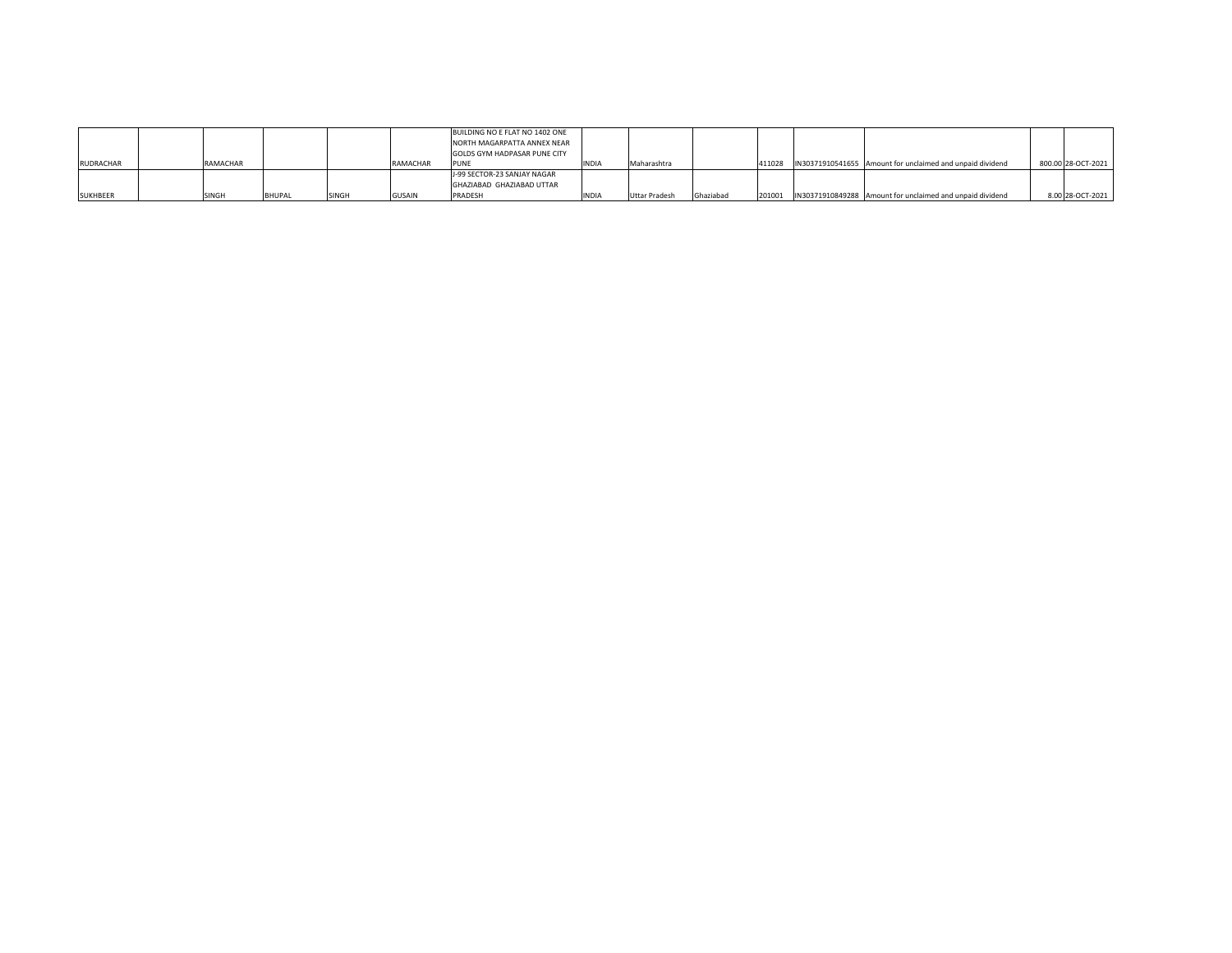| | | | | | | | | | | | | | | |
|---|---|---|---|---|---|---|---|---|---|---|---|---|---|---|
| RUDRACHAR | | RAMACHAR | | | RAMACHAR | BUILDING NO E FLAT NO 1402 ONE NORTH MAGARPATTA ANNEX NEAR GOLDS GYM HADPASAR PUNE CITY PUNE | INDIA | Maharashtra | | 411028 | IN30371910541655 | Amount for unclaimed and unpaid dividend | 800.00 | 28-OCT-2021 |
| SUKHBEER | | SINGH | BHUPAL | SINGH | GUSAIN | J-99 SECTOR-23 SANJAY NAGAR GHAZIABAD GHAZIABAD UTTAR PRADESH | INDIA | Uttar Pradesh | Ghaziabad | 201001 | IN30371910849288 | Amount for unclaimed and unpaid dividend | 8.00 | 28-OCT-2021 |